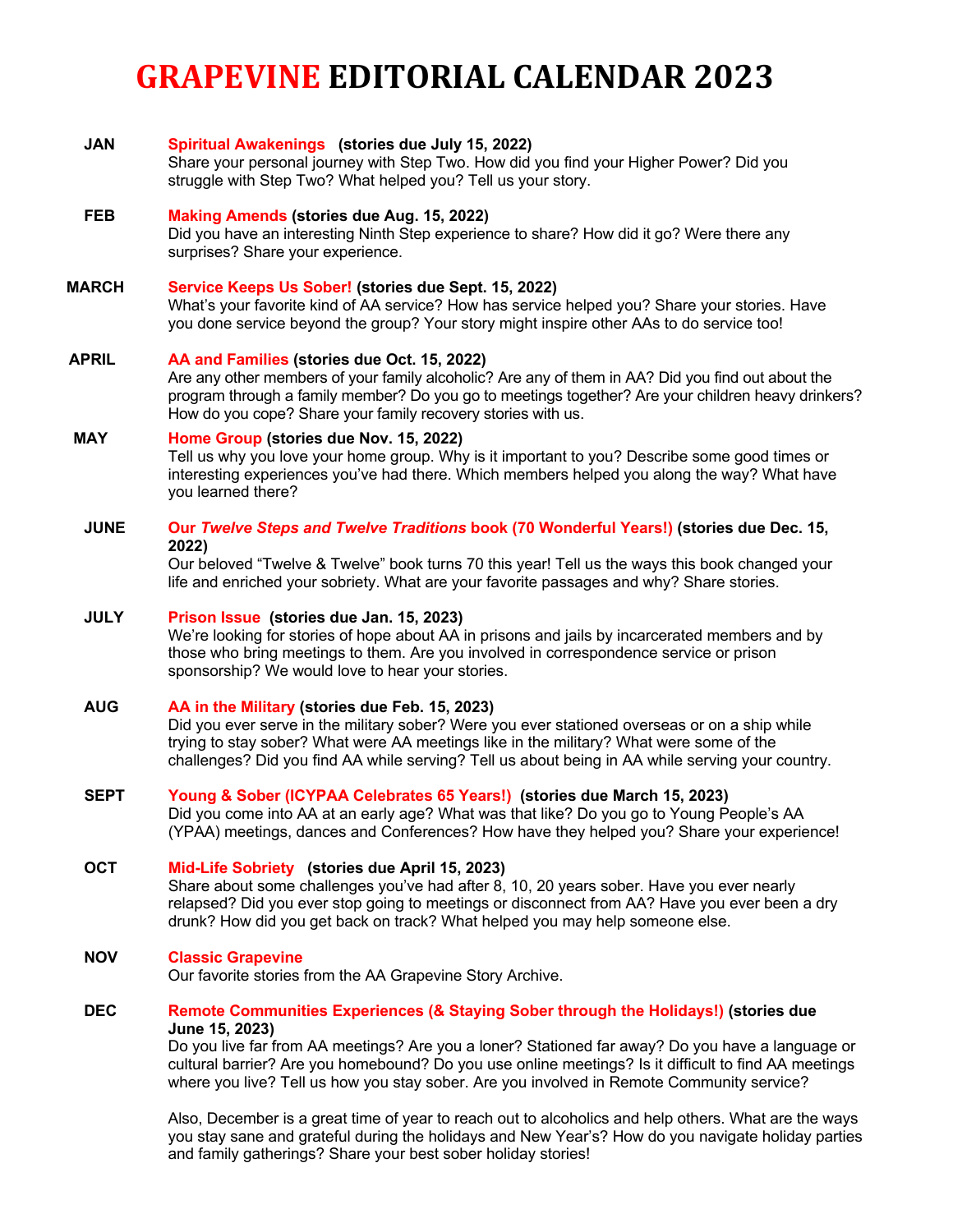# GRAPEVINE EDITORIAL CALENDAR 2023

**JAN** **Spiritual Awakenings (stories due July 15, 2022)**
Share your personal journey with Step Two. How did you find your Higher Power? Did you struggle with Step Two? What helped you? Tell us your story.

**FEB** **Making Amends (stories due Aug. 15, 2022)**
Did you have an interesting Ninth Step experience to share? How did it go? Were there any surprises? Share your experience.

**MARCH** **Service Keeps Us Sober! (stories due Sept. 15, 2022)**
What's your favorite kind of AA service? How has service helped you? Share your stories. Have you done service beyond the group? Your story might inspire other AAs to do service too!

**APRIL** **AA and Families (stories due Oct. 15, 2022)**
Are any other members of your family alcoholic? Are any of them in AA? Did you find out about the program through a family member? Do you go to meetings together? Are your children heavy drinkers? How do you cope? Share your family recovery stories with us.

**MAY** **Home Group (stories due Nov. 15, 2022)**
Tell us why you love your home group. Why is it important to you? Describe some good times or interesting experiences you've had there. Which members helped you along the way? What have you learned there?

**JUNE** **Our *Twelve Steps and Twelve Traditions* book (70 Wonderful Years!) (stories due Dec. 15, 2022)**
Our beloved "Twelve & Twelve" book turns 70 this year! Tell us the ways this book changed your life and enriched your sobriety. What are your favorite passages and why? Share stories.

**JULY** **Prison Issue (stories due Jan. 15, 2023)**
We're looking for stories of hope about AA in prisons and jails by incarcerated members and by those who bring meetings to them. Are you involved in correspondence service or prison sponsorship? We would love to hear your stories.

**AUG** **AA in the Military (stories due Feb. 15, 2023)**
Did you ever serve in the military sober? Were you ever stationed overseas or on a ship while trying to stay sober? What were AA meetings like in the military? What were some of the challenges? Did you find AA while serving? Tell us about being in AA while serving your country.

**SEPT** **Young & Sober (ICYPAA Celebrates 65 Years!) (stories due March 15, 2023)**
Did you come into AA at an early age? What was that like? Do you go to Young People's AA (YPAA) meetings, dances and Conferences? How have they helped you? Share your experience!

**OCT** **Mid-Life Sobriety (stories due April 15, 2023)**
Share about some challenges you've had after 8, 10, 20 years sober. Have you ever nearly relapsed? Did you ever stop going to meetings or disconnect from AA? Have you ever been a dry drunk? How did you get back on track? What helped you may help someone else.

**NOV** **Classic Grapevine**
Our favorite stories from the AA Grapevine Story Archive.

**DEC** **Remote Communities Experiences (& Staying Sober through the Holidays!) (stories due June 15, 2023)**
Do you live far from AA meetings? Are you a loner? Stationed far away? Do you have a language or cultural barrier? Are you homebound? Do you use online meetings? Is it difficult to find AA meetings where you live? Tell us how you stay sober. Are you involved in Remote Community service?

Also, December is a great time of year to reach out to alcoholics and help others. What are the ways you stay sane and grateful during the holidays and New Year's? How do you navigate holiday parties and family gatherings? Share your best sober holiday stories!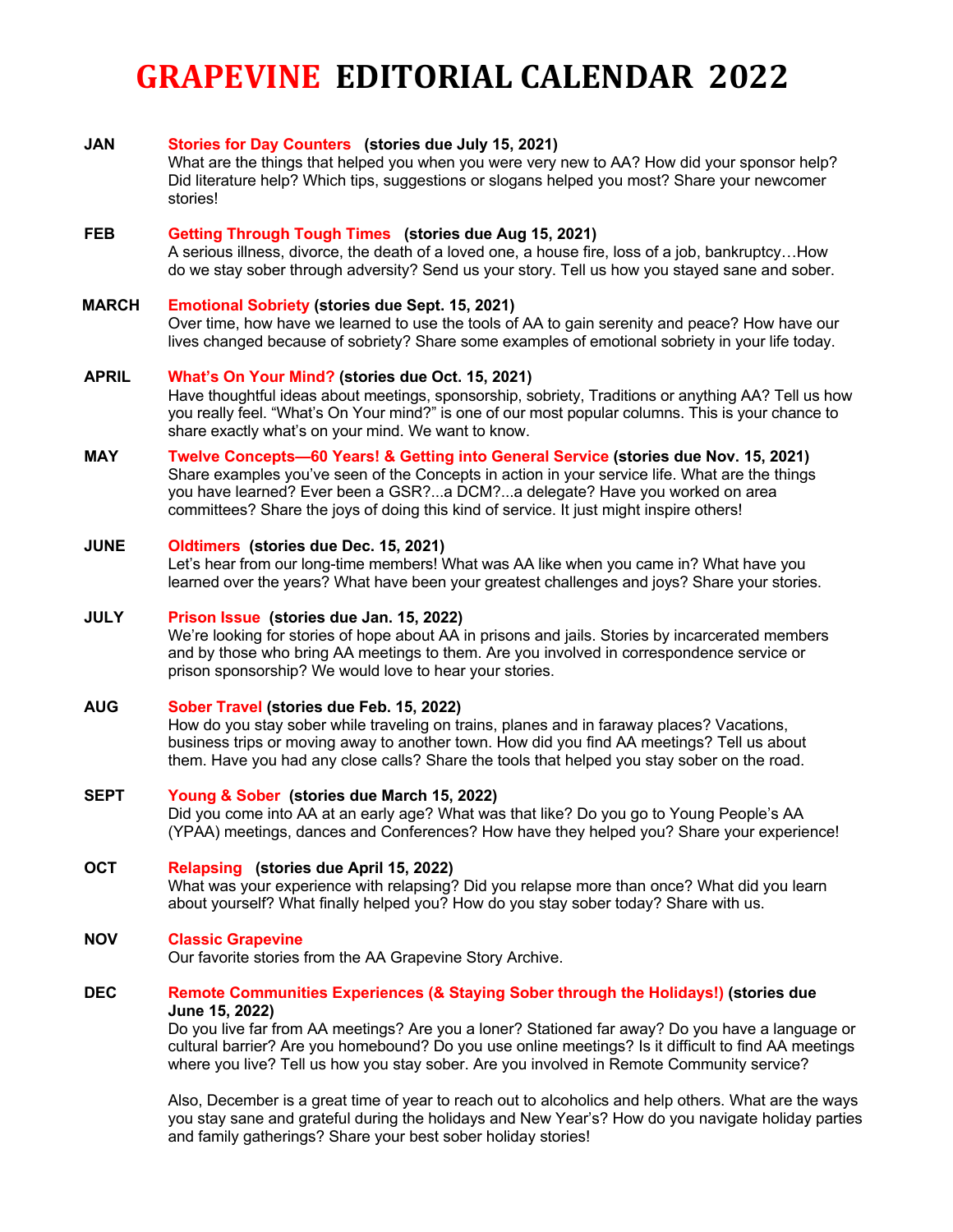# GRAPEVINE EDITORIAL CALENDAR 2022

**JAN** **Stories for Day Counters** **(stories due July 15, 2021)**
What are the things that helped you when you were very new to AA? How did your sponsor help? Did literature help? Which tips, suggestions or slogans helped you most? Share your newcomer stories!

**FEB** **Getting Through Tough Times** **(stories due Aug 15, 2021)**
A serious illness, divorce, the death of a loved one, a house fire, loss of a job, bankruptcy…How do we stay sober through adversity? Send us your story. Tell us how you stayed sane and sober.

**MARCH** **Emotional Sobriety** **(stories due Sept. 15, 2021)**
Over time, how have we learned to use the tools of AA to gain serenity and peace? How have our lives changed because of sobriety? Share some examples of emotional sobriety in your life today.

**APRIL** **What's On Your Mind?** **(stories due Oct. 15, 2021)**
Have thoughtful ideas about meetings, sponsorship, sobriety, Traditions or anything AA? Tell us how you really feel. "What's On Your mind?" is one of our most popular columns. This is your chance to share exactly what's on your mind. We want to know.

**MAY** **Twelve Concepts—60 Years! & Getting into General Service** **(stories due Nov. 15, 2021)**
Share examples you've seen of the Concepts in action in your service life. What are the things you have learned? Ever been a GSR?...a DCM?...a delegate? Have you worked on area committees? Share the joys of doing this kind of service. It just might inspire others!

**JUNE** **Oldtimers** **(stories due Dec. 15, 2021)**
Let's hear from our long-time members! What was AA like when you came in? What have you learned over the years? What have been your greatest challenges and joys? Share your stories.

**JULY** **Prison Issue** **(stories due Jan. 15, 2022)**
We're looking for stories of hope about AA in prisons and jails. Stories by incarcerated members and by those who bring AA meetings to them. Are you involved in correspondence service or prison sponsorship? We would love to hear your stories.

**AUG** **Sober Travel** **(stories due Feb. 15, 2022)**
How do you stay sober while traveling on trains, planes and in faraway places? Vacations, business trips or moving away to another town. How did you find AA meetings? Tell us about them. Have you had any close calls? Share the tools that helped you stay sober on the road.

**SEPT** **Young & Sober** **(stories due March 15, 2022)**
Did you come into AA at an early age? What was that like? Do you go to Young People's AA (YPAA) meetings, dances and Conferences? How have they helped you? Share your experience!

**OCT** **Relapsing** **(stories due April 15, 2022)**
What was your experience with relapsing? Did you relapse more than once? What did you learn about yourself? What finally helped you? How do you stay sober today? Share with us.

**NOV** **Classic Grapevine**
Our favorite stories from the AA Grapevine Story Archive.

**DEC** **Remote Communities Experiences (& Staying Sober through the Holidays!)** **(stories due June 15, 2022)**
Do you live far from AA meetings? Are you a loner? Stationed far away? Do you have a language or cultural barrier? Are you homebound? Do you use online meetings? Is it difficult to find AA meetings where you live? Tell us how you stay sober. Are you involved in Remote Community service?

Also, December is a great time of year to reach out to alcoholics and help others. What are the ways you stay sane and grateful during the holidays and New Year's? How do you navigate holiday parties and family gatherings? Share your best sober holiday stories!